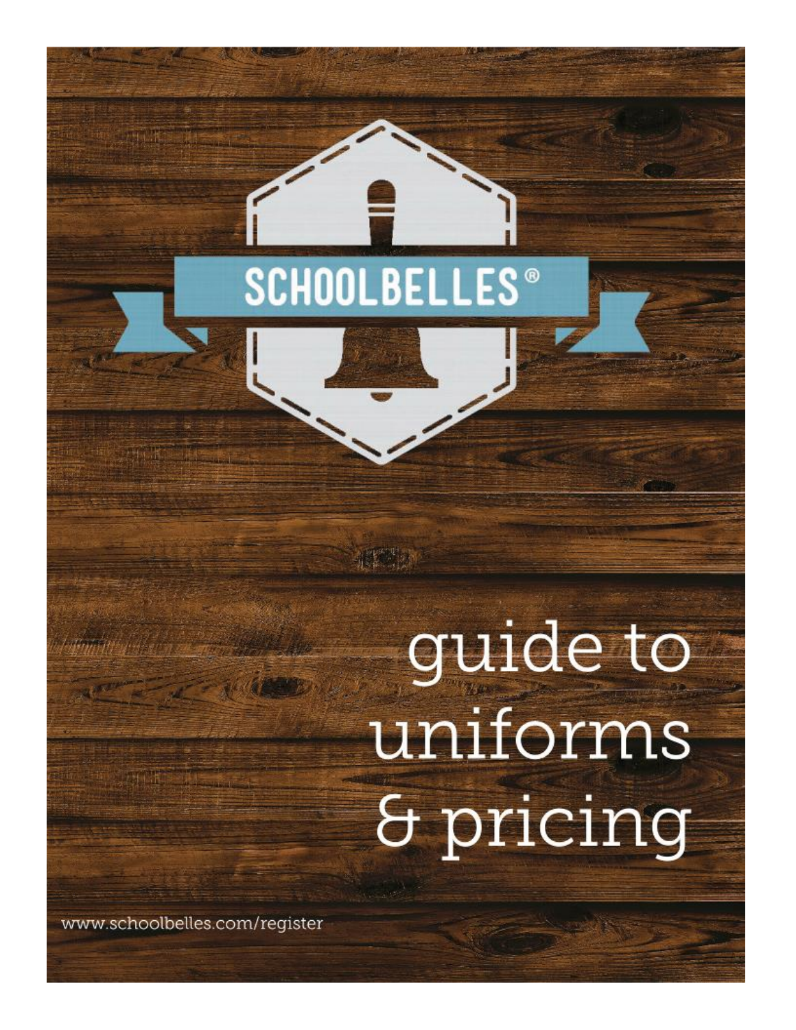SCHOOLBELLES®

# guide to uniforms & pricing

www.schoolbelles.com/register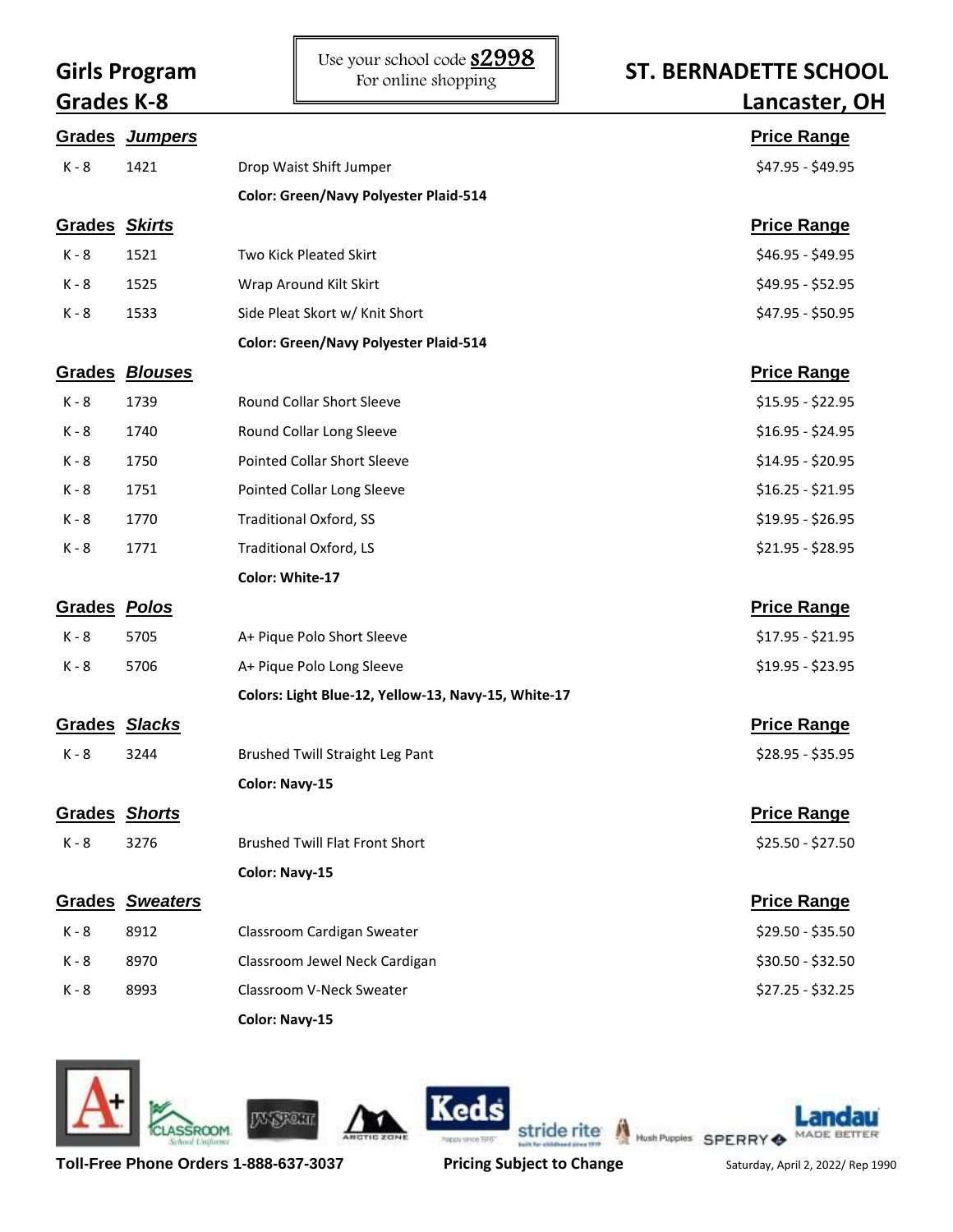## Girls Program
## Grades K-8

Use your school code **S2998**
For online shopping

## ST. BERNADETTE SCHOOL
## Lancaster, OH

| Grades | Jumpers | | Price Range |
|---|---|---|---|
| K - 8 | 1421 | Drop Waist Shift Jumper | \$47.95 - \$49.95 |
| | | **Color: Green/Navy Polyester Plaid-514** | |

| Grades | Skirts | | Price Range |
|---|---|---|---|
| K - 8 | 1521 | Two Kick Pleated Skirt | \$46.95 - \$49.95 |
| K - 8 | 1525 | Wrap Around Kilt Skirt | \$49.95 - \$52.95 |
| K - 8 | 1533 | Side Pleat Skort w/ Knit Short | \$47.95 - \$50.95 |
| | | **Color: Green/Navy Polyester Plaid-514** | |

| Grades | Blouses | | Price Range |
|---|---|---|---|
| K - 8 | 1739 | Round Collar Short Sleeve | \$15.95 - \$22.95 |
| K - 8 | 1740 | Round Collar Long Sleeve | \$16.95 - \$24.95 |
| K - 8 | 1750 | Pointed Collar Short Sleeve | \$14.95 - \$20.95 |
| K - 8 | 1751 | Pointed Collar Long Sleeve | \$16.25 - \$21.95 |
| K - 8 | 1770 | Traditional Oxford, SS | \$19.95 - \$26.95 |
| K - 8 | 1771 | Traditional Oxford, LS | \$21.95 - \$28.95 |
| | | **Color: White-17** | |

| Grades | Polos | | Price Range |
|---|---|---|---|
| K - 8 | 5705 | A+ Pique Polo Short Sleeve | \$17.95 - \$21.95 |
| K - 8 | 5706 | A+ Pique Polo Long Sleeve | \$19.95 - \$23.95 |
| | | **Colors: Light Blue-12, Yellow-13, Navy-15, White-17** | |

| Grades | Slacks | | Price Range |
|---|---|---|---|
| K - 8 | 3244 | Brushed Twill Straight Leg Pant | \$28.95 - \$35.95 |
| | | **Color: Navy-15** | |

| Grades | Shorts | | Price Range |
|---|---|---|---|
| K - 8 | 3276 | Brushed Twill Flat Front Short | \$25.50 - \$27.50 |
| | | **Color: Navy-15** | |

| Grades | Sweaters | | Price Range |
|---|---|---|---|
| K - 8 | 8912 | Classroom Cardigan Sweater | \$29.50 - \$35.50 |
| K - 8 | 8970 | Classroom Jewel Neck Cardigan | \$30.50 - \$32.50 |
| K - 8 | 8993 | Classroom V-Neck Sweater | \$27.25 - \$32.25 |
| | | **Color: Navy-15** | |

**Toll-Free Phone Orders 1-888-637-3037** **Pricing Subject to Change** Saturday, April 2, 2022/ Rep 1990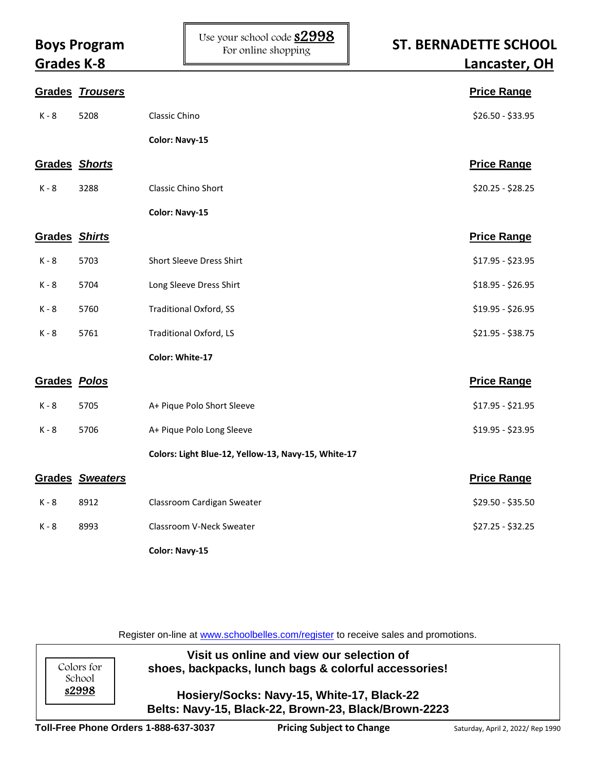# Boys Program
# Grades K-8

Use your school code **s2998**
For online shopping

# ST. BERNADETTE SCHOOL
# Lancaster, OH

| Grades | Trousers | | Price Range |
|---|---|---|---|
| K - 8 | 5208 | Classic Chino | $26.50 - $33.95 |
| | | **Color: Navy-15** | |

| Grades | Shorts | | Price Range |
|---|---|---|---|
| K - 8 | 3288 | Classic Chino Short | $20.25 - $28.25 |
| | | **Color: Navy-15** | |

| Grades | Shirts | | Price Range |
|---|---|---|---|
| K - 8 | 5703 | Short Sleeve Dress Shirt | $17.95 - $23.95 |
| K - 8 | 5704 | Long Sleeve Dress Shirt | $18.95 - $26.95 |
| K - 8 | 5760 | Traditional Oxford, SS | $19.95 - $26.95 |
| K - 8 | 5761 | Traditional Oxford, LS | $21.95 - $38.75 |
| | | **Color: White-17** | |

| Grades | Polos | | Price Range |
|---|---|---|---|
| K - 8 | 5705 | A+ Pique Polo Short Sleeve | $17.95 - $21.95 |
| K - 8 | 5706 | A+ Pique Polo Long Sleeve | $19.95 - $23.95 |
| | | **Colors: Light Blue-12, Yellow-13, Navy-15, White-17** | |

| Grades | Sweaters | | Price Range |
|---|---|---|---|
| K - 8 | 8912 | Classroom Cardigan Sweater | $29.50 - $35.50 |
| K - 8 | 8993 | Classroom V-Neck Sweater | $27.25 - $32.25 |
| | | **Color: Navy-15** | |

Register on-line at www.schoolbelles.com/register to receive sales and promotions.

Colors for School **s2998**

**Visit us online and view our selection of shoes, backpacks, lunch bags & colorful accessories!**

**Hosiery/Socks: Navy-15, White-17, Black-22**
**Belts: Navy-15, Black-22, Brown-23, Black/Brown-2223**

**Toll-Free Phone Orders 1-888-637-3037** **Pricing Subject to Change** Saturday, April 2, 2022/ Rep 1990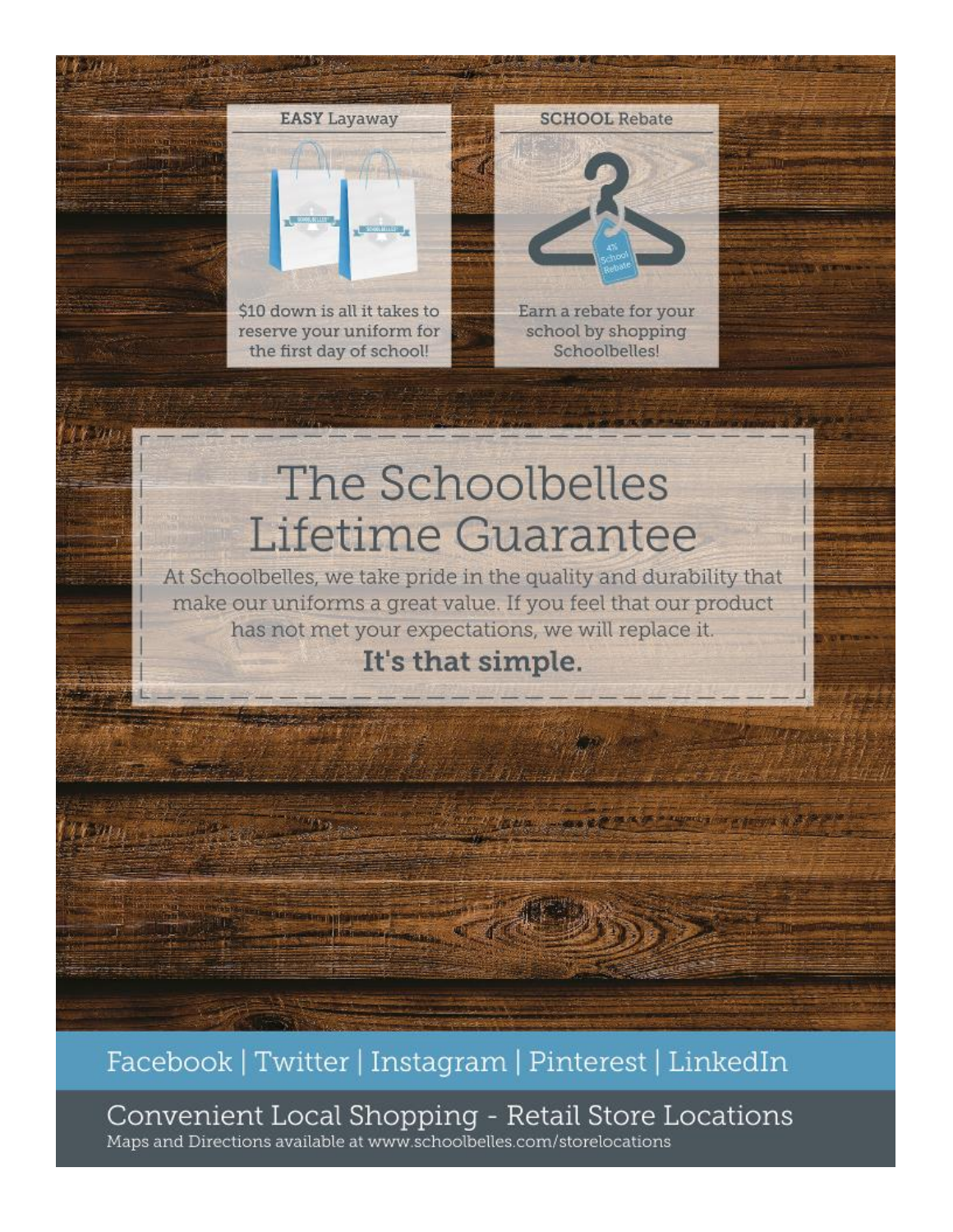**EASY** Layaway

$10 down is all it takes to reserve your uniform for the first day of school!

**SCHOOL** Rebate

Earn a rebate for your school by shopping Schoolbelles!

# The Schoolbelles Lifetime Guarantee

At Schoolbelles, we take pride in the quality and durability that make our uniforms a great value. If you feel that our product has not met your expectations, we will replace it.

**It's that simple.**

Facebook | Twitter | Instagram | Pinterest | LinkedIn

Convenient Local Shopping - Retail Store Locations

Maps and Directions available at www.schoolbelles.com/storelocations